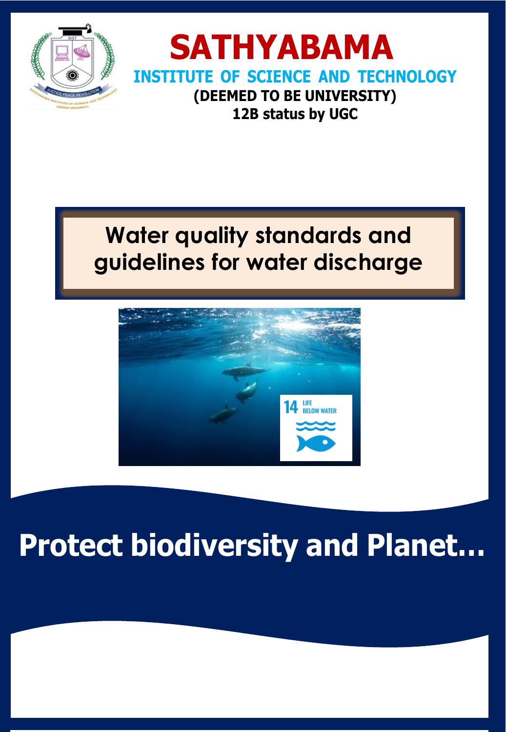# SATHYABAMA

## INSTITUTE OF SCIENCE AND TECHNOLOGY

**(DEEMED TO BE UNIVERSITY)**

**12B status by UGC**

# Water quality standards and guidelines for water discharge

## Protect biodiversity and Planet...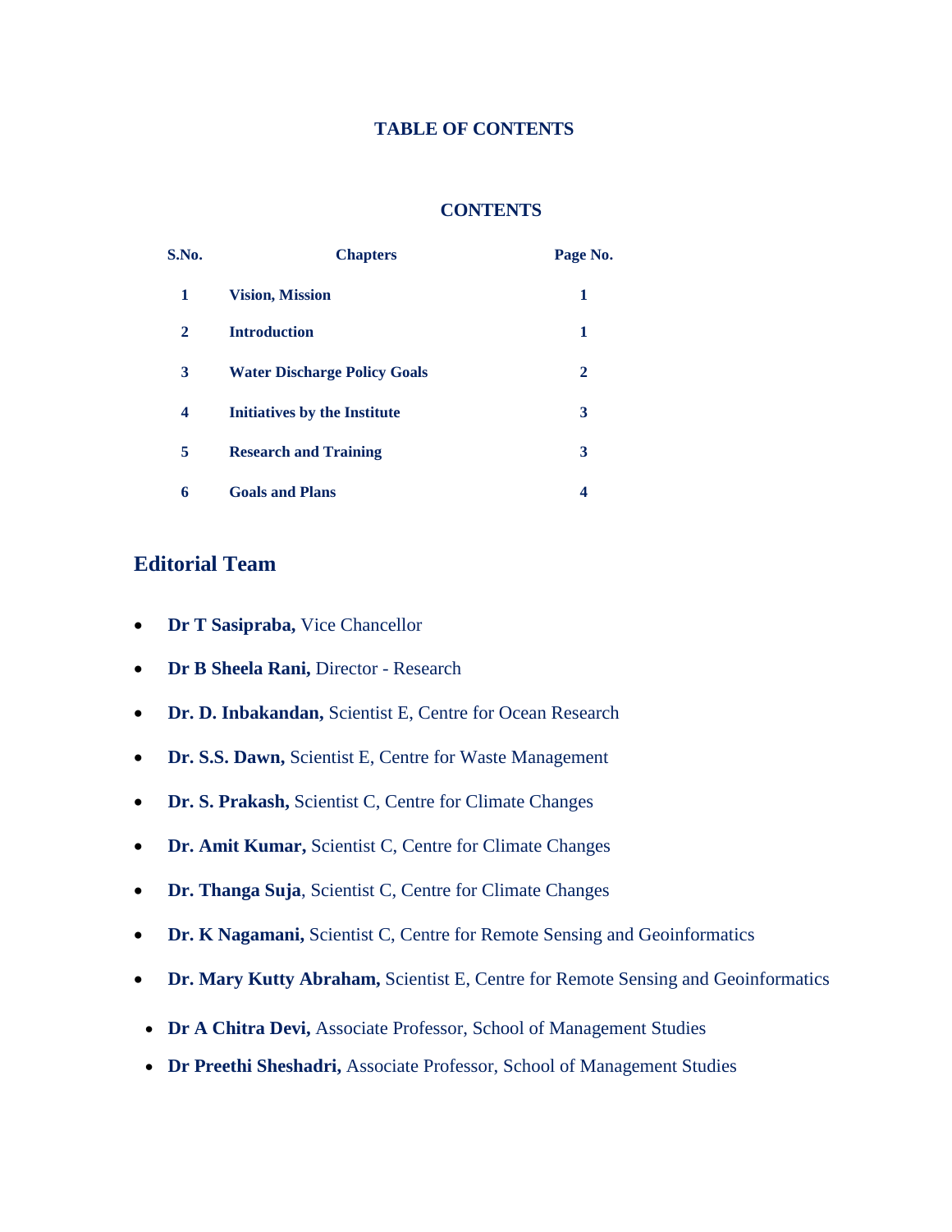# TABLE OF CONTENTS

## CONTENTS

| S.No. | Chapters | Page No. |
|---|---|---|
| 1 | Vision, Mission | 1 |
| 2 | Introduction | 1 |
| 3 | Water Discharge Policy Goals | 2 |
| 4 | Initiatives by the Institute | 3 |
| 5 | Research and Training | 3 |
| 6 | Goals and Plans | 4 |

## Editorial Team

- **Dr T Sasipraba,** Vice Chancellor
- **Dr B Sheela Rani,** Director - Research
- **Dr. D. Inbakandan,** Scientist E, Centre for Ocean Research
- **Dr. S.S. Dawn,** Scientist E, Centre for Waste Management
- **Dr. S. Prakash,** Scientist C, Centre for Climate Changes
- **Dr. Amit Kumar,** Scientist C, Centre for Climate Changes
- **Dr. Thanga Suja**, Scientist C, Centre for Climate Changes
- **Dr. K Nagamani,** Scientist C, Centre for Remote Sensing and Geoinformatics
- **Dr. Mary Kutty Abraham,** Scientist E, Centre for Remote Sensing and Geoinformatics
- **Dr A Chitra Devi,** Associate Professor, School of Management Studies
- **Dr Preethi Sheshadri,** Associate Professor, School of Management Studies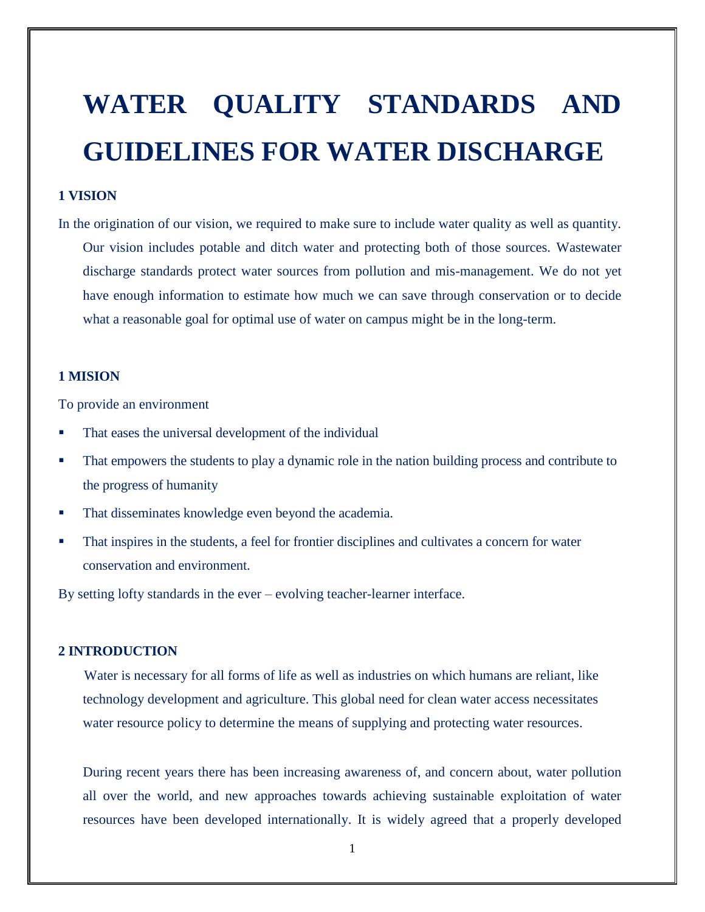# WATER QUALITY STANDARDS AND GUIDELINES FOR WATER DISCHARGE

### 1 VISION

In the origination of our vision, we required to make sure to include water quality as well as quantity. Our vision includes potable and ditch water and protecting both of those sources. Wastewater discharge standards protect water sources from pollution and mis-management. We do not yet have enough information to estimate how much we can save through conservation or to decide what a reasonable goal for optimal use of water on campus might be in the long-term.

### 1 MISION

To provide an environment

- That eases the universal development of the individual
- That empowers the students to play a dynamic role in the nation building process and contribute to the progress of humanity
- That disseminates knowledge even beyond the academia.
- That inspires in the students, a feel for frontier disciplines and cultivates a concern for water conservation and environment.

By setting lofty standards in the ever – evolving teacher-learner interface.

### 2 INTRODUCTION

Water is necessary for all forms of life as well as industries on which humans are reliant, like technology development and agriculture. This global need for clean water access necessitates water resource policy to determine the means of supplying and protecting water resources.

During recent years there has been increasing awareness of, and concern about, water pollution all over the world, and new approaches towards achieving sustainable exploitation of water resources have been developed internationally. It is widely agreed that a properly developed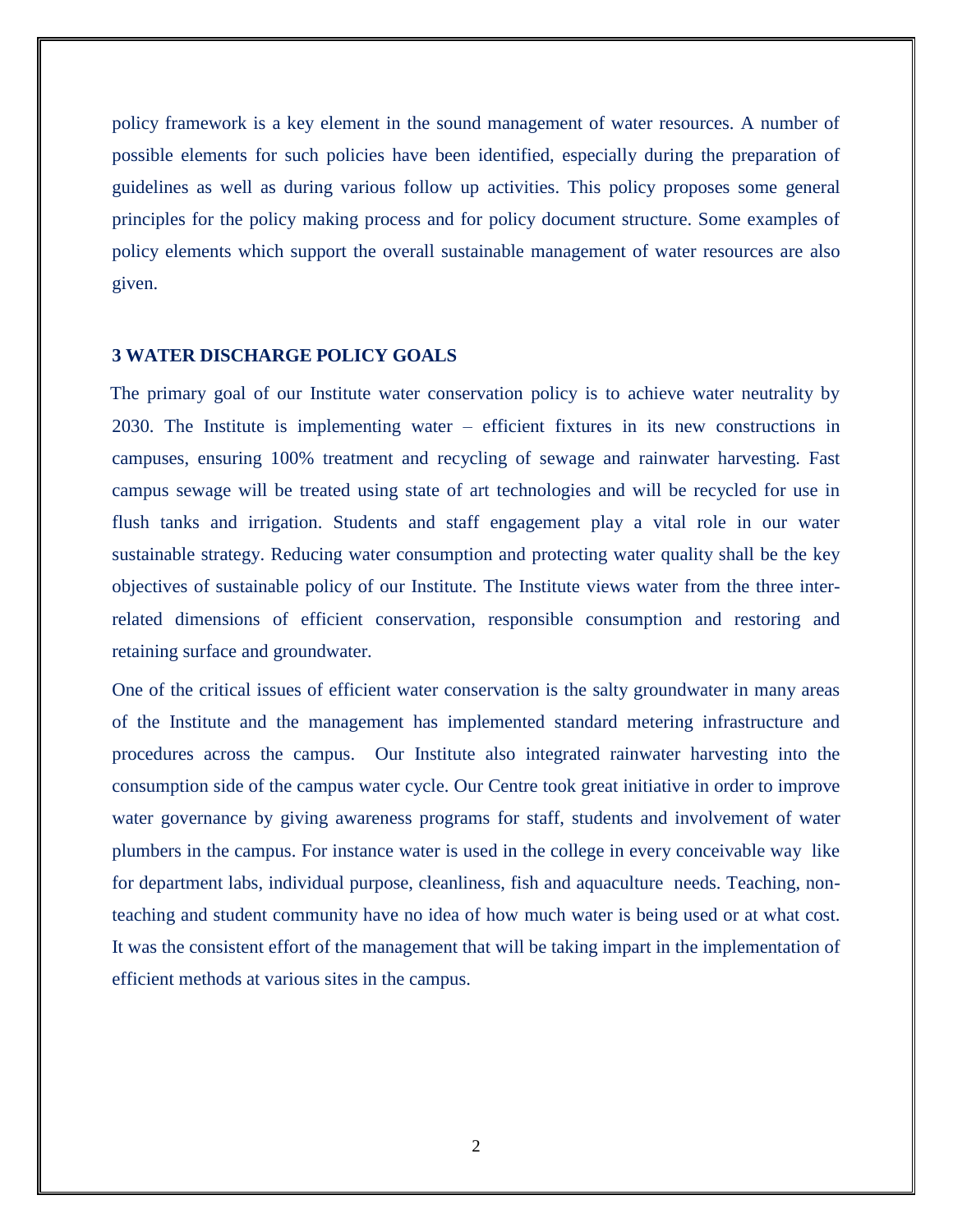policy framework is a key element in the sound management of water resources. A number of possible elements for such policies have been identified, especially during the preparation of guidelines as well as during various follow up activities. This policy proposes some general principles for the policy making process and for policy document structure. Some examples of policy elements which support the overall sustainable management of water resources are also given.

## 3 WATER DISCHARGE POLICY GOALS

The primary goal of our Institute water conservation policy is to achieve water neutrality by 2030. The Institute is implementing water – efficient fixtures in its new constructions in campuses, ensuring 100% treatment and recycling of sewage and rainwater harvesting. Fast campus sewage will be treated using state of art technologies and will be recycled for use in flush tanks and irrigation. Students and staff engagement play a vital role in our water sustainable strategy. Reducing water consumption and protecting water quality shall be the key objectives of sustainable policy of our Institute. The Institute views water from the three inter-related dimensions of efficient conservation, responsible consumption and restoring and retaining surface and groundwater.

One of the critical issues of efficient water conservation is the salty groundwater in many areas of the Institute and the management has implemented standard metering infrastructure and procedures across the campus. Our Institute also integrated rainwater harvesting into the consumption side of the campus water cycle. Our Centre took great initiative in order to improve water governance by giving awareness programs for staff, students and involvement of water plumbers in the campus. For instance water is used in the college in every conceivable way like for department labs, individual purpose, cleanliness, fish and aquaculture needs. Teaching, non-teaching and student community have no idea of how much water is being used or at what cost. It was the consistent effort of the management that will be taking impart in the implementation of efficient methods at various sites in the campus.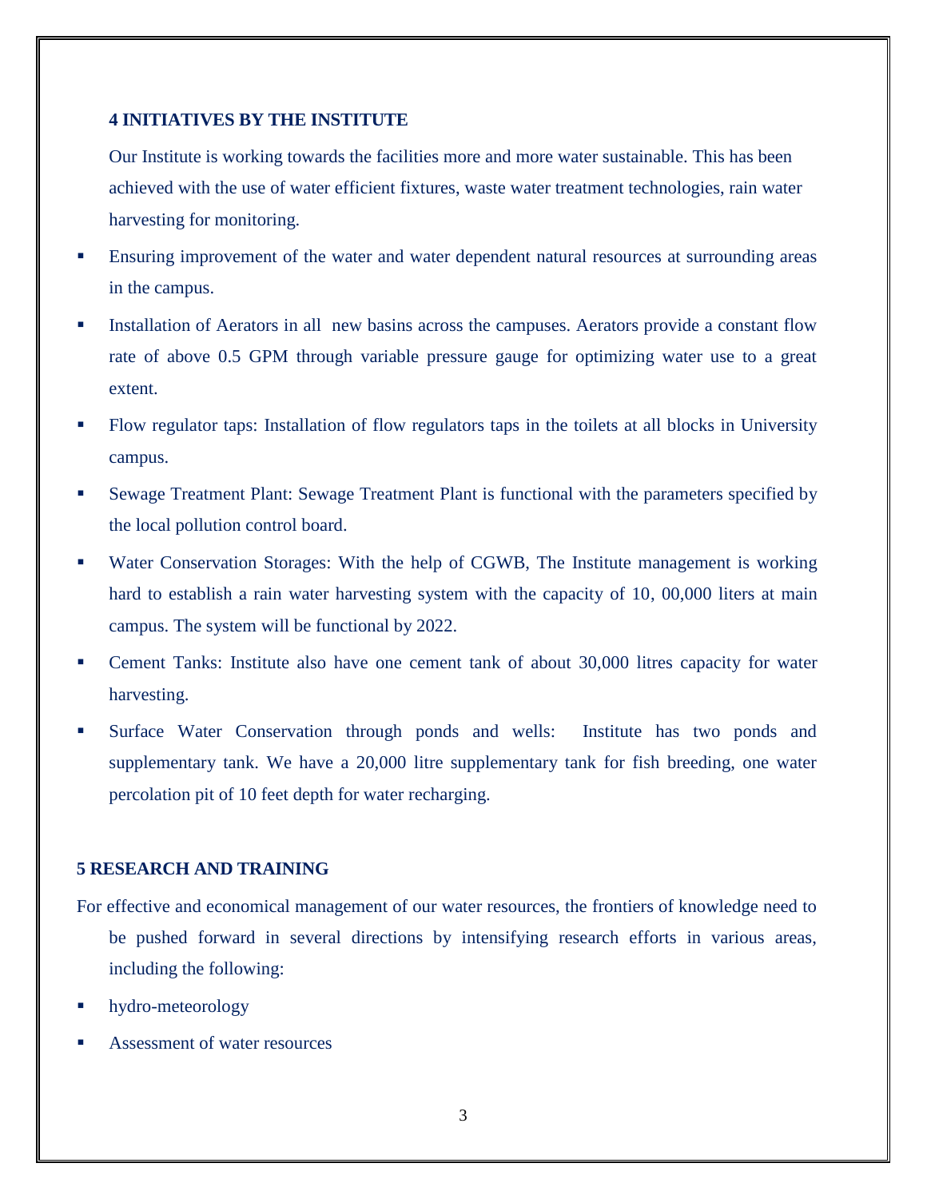## 4 INITIATIVES BY THE INSTITUTE

Our Institute is working towards the facilities more and more water sustainable. This has been achieved with the use of water efficient fixtures, waste water treatment technologies, rain water harvesting for monitoring.

- Ensuring improvement of the water and water dependent natural resources at surrounding areas in the campus.
- Installation of Aerators in all new basins across the campuses. Aerators provide a constant flow rate of above 0.5 GPM through variable pressure gauge for optimizing water use to a great extent.
- Flow regulator taps: Installation of flow regulators taps in the toilets at all blocks in University campus.
- Sewage Treatment Plant: Sewage Treatment Plant is functional with the parameters specified by the local pollution control board.
- Water Conservation Storages: With the help of CGWB, The Institute management is working hard to establish a rain water harvesting system with the capacity of 10, 00,000 liters at main campus. The system will be functional by 2022.
- Cement Tanks: Institute also have one cement tank of about 30,000 litres capacity for water harvesting.
- Surface Water Conservation through ponds and wells: Institute has two ponds and supplementary tank. We have a 20,000 litre supplementary tank for fish breeding, one water percolation pit of 10 feet depth for water recharging.

## 5 RESEARCH AND TRAINING

For effective and economical management of our water resources, the frontiers of knowledge need to be pushed forward in several directions by intensifying research efforts in various areas, including the following:

- hydro-meteorology
- Assessment of water resources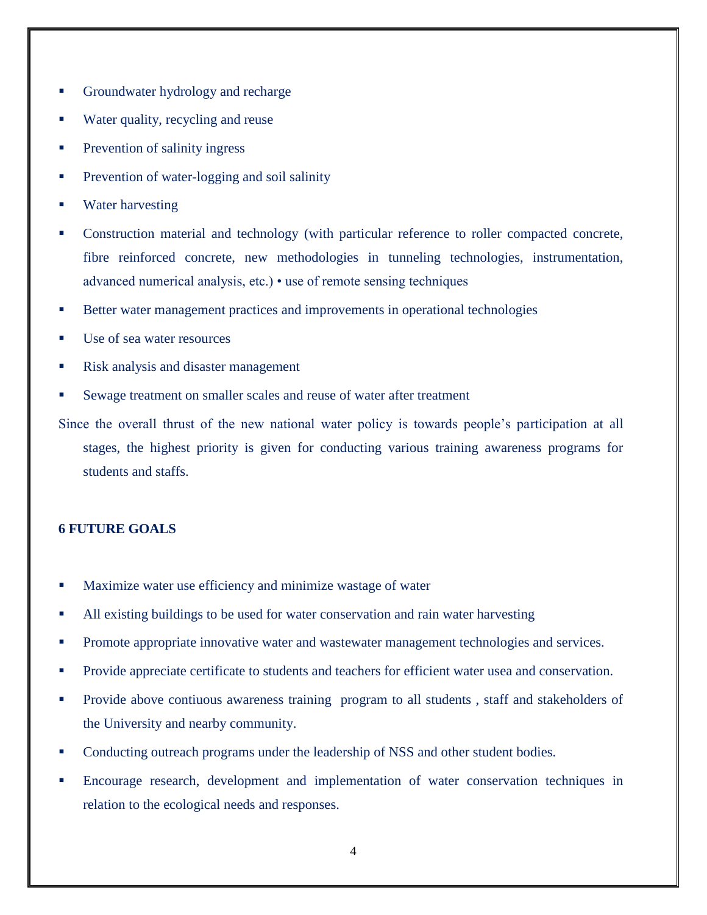- Groundwater hydrology and recharge
- Water quality, recycling and reuse
- Prevention of salinity ingress
- Prevention of water-logging and soil salinity
- Water harvesting
- Construction material and technology (with particular reference to roller compacted concrete, fibre reinforced concrete, new methodologies in tunneling technologies, instrumentation, advanced numerical analysis, etc.) • use of remote sensing techniques
- Better water management practices and improvements in operational technologies
- Use of sea water resources
- Risk analysis and disaster management
- Sewage treatment on smaller scales and reuse of water after treatment

Since the overall thrust of the new national water policy is towards people's participation at all stages, the highest priority is given for conducting various training awareness programs for students and staffs.

### 6 FUTURE GOALS

- Maximize water use efficiency and minimize wastage of water
- All existing buildings to be used for water conservation and rain water harvesting
- Promote appropriate innovative water and wastewater management technologies and services.
- Provide appreciate certificate to students and teachers for efficient water usea and conservation.
- Provide above contiuous awareness training program to all students , staff and stakeholders of the University and nearby community.
- Conducting outreach programs under the leadership of NSS and other student bodies.
- Encourage research, development and implementation of water conservation techniques in relation to the ecological needs and responses.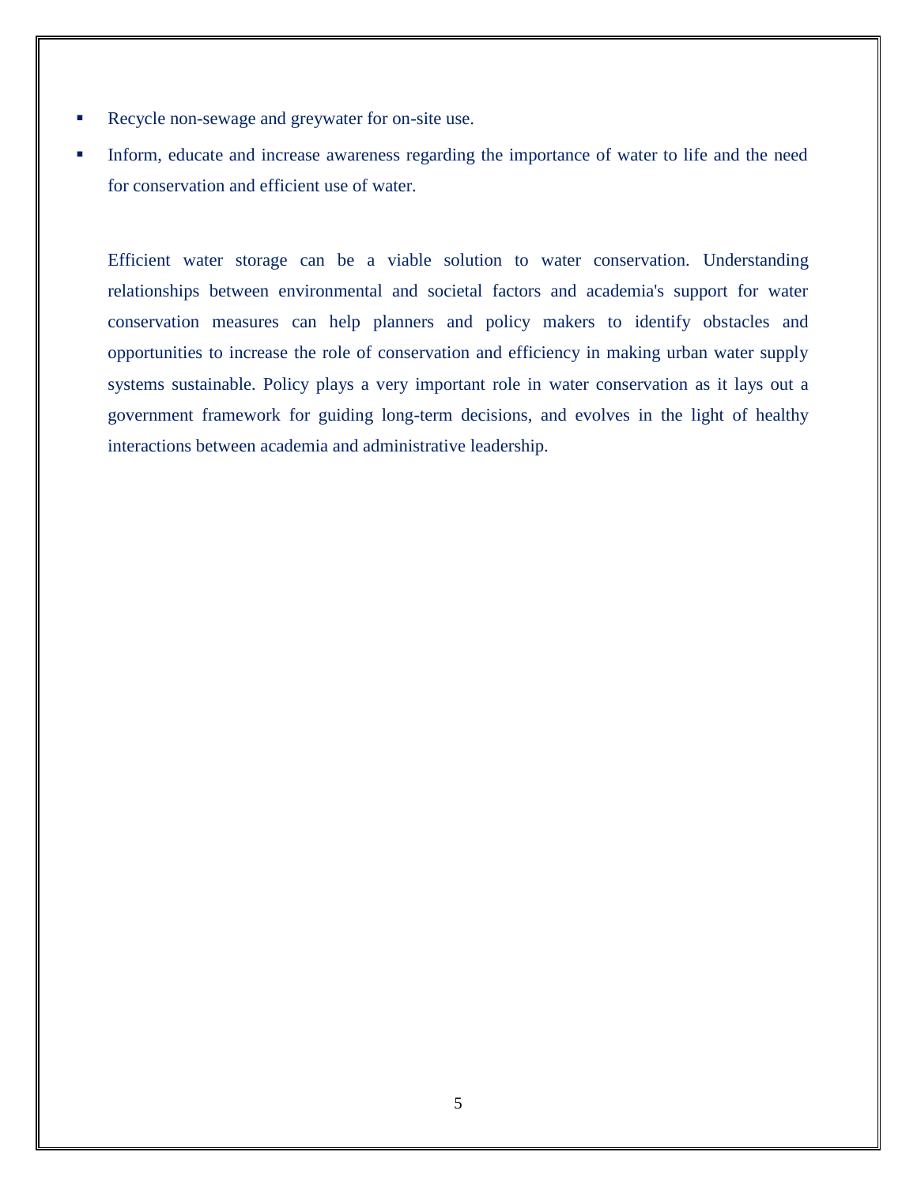- Recycle non-sewage and greywater for on-site use.
- Inform, educate and increase awareness regarding the importance of water to life and the need for conservation and efficient use of water.

Efficient water storage can be a viable solution to water conservation. Understanding relationships between environmental and societal factors and academia's support for water conservation measures can help planners and policy makers to identify obstacles and opportunities to increase the role of conservation and efficiency in making urban water supply systems sustainable. Policy plays a very important role in water conservation as it lays out a government framework for guiding long-term decisions, and evolves in the light of healthy interactions between academia and administrative leadership.